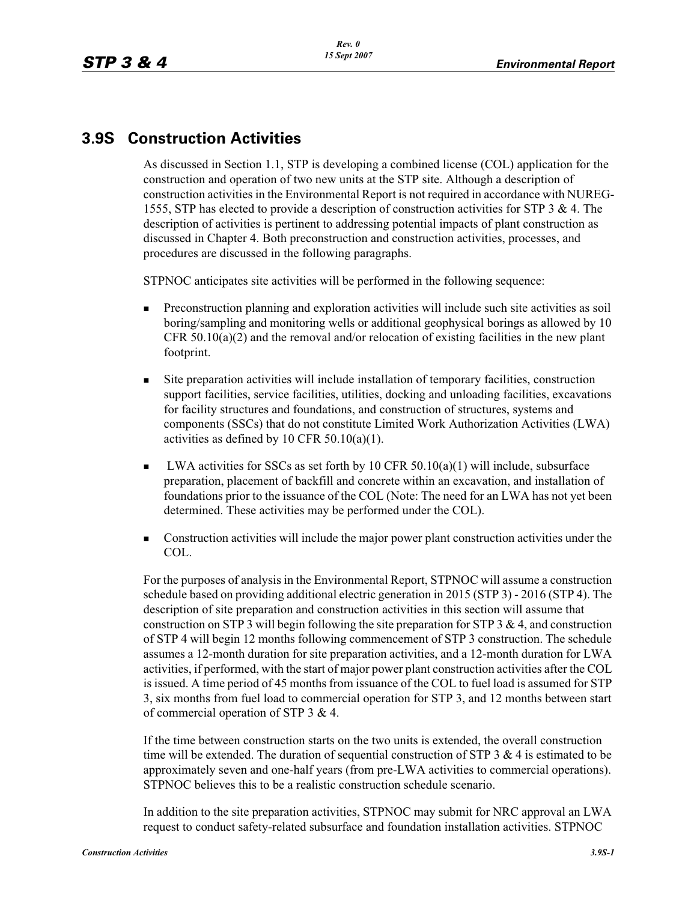## 3.9S Construction Activities

As discussed in Section 1.1, STP is developing a combined license (COL) application for the construction and operation of two new units at the STP site. Although a description of construction activities in the Environmental Report is not required in accordance with NUREG-1555, STP has elected to provide a description of construction activities for STP 3 & 4. The description of activities is pertinent to addressing potential impacts of plant construction as discussed in Chapter 4. Both preconstruction and construction activities, processes, and procedures are discussed in the following paragraphs.

STPNOC anticipates site activities will be performed in the following sequence:

- Preconstruction planning and exploration activities will include such site activities as soil boring/sampling and monitoring wells or additional geophysical borings as allowed by 10 CFR 50.10(a)(2) and the removal and/or relocation of existing facilities in the new plant footprint.
- Site preparation activities will include installation of temporary facilities, construction support facilities, service facilities, utilities, docking and unloading facilities, excavations for facility structures and foundations, and construction of structures, systems and components (SSCs) that do not constitute Limited Work Authorization Activities (LWA) activities as defined by 10 CFR 50.10(a)(1).
- LWA activities for SSCs as set forth by 10 CFR 50.10(a)(1) will include, subsurface preparation, placement of backfill and concrete within an excavation, and installation of foundations prior to the issuance of the COL (Note: The need for an LWA has not yet been determined. These activities may be performed under the COL).
- Construction activities will include the major power plant construction activities under the COL.

For the purposes of analysis in the Environmental Report, STPNOC will assume a construction schedule based on providing additional electric generation in 2015 (STP 3) - 2016 (STP 4). The description of site preparation and construction activities in this section will assume that construction on STP 3 will begin following the site preparation for STP 3 & 4, and construction of STP 4 will begin 12 months following commencement of STP 3 construction. The schedule assumes a 12-month duration for site preparation activities, and a 12-month duration for LWA activities, if performed, with the start of major power plant construction activities after the COL is issued. A time period of 45 months from issuance of the COL to fuel load is assumed for STP 3, six months from fuel load to commercial operation for STP 3, and 12 months between start of commercial operation of STP 3 & 4.

If the time between construction starts on the two units is extended, the overall construction time will be extended. The duration of sequential construction of STP 3 & 4 is estimated to be approximately seven and one-half years (from pre-LWA activities to commercial operations). STPNOC believes this to be a realistic construction schedule scenario.

In addition to the site preparation activities, STPNOC may submit for NRC approval an LWA request to conduct safety-related subsurface and foundation installation activities. STPNOC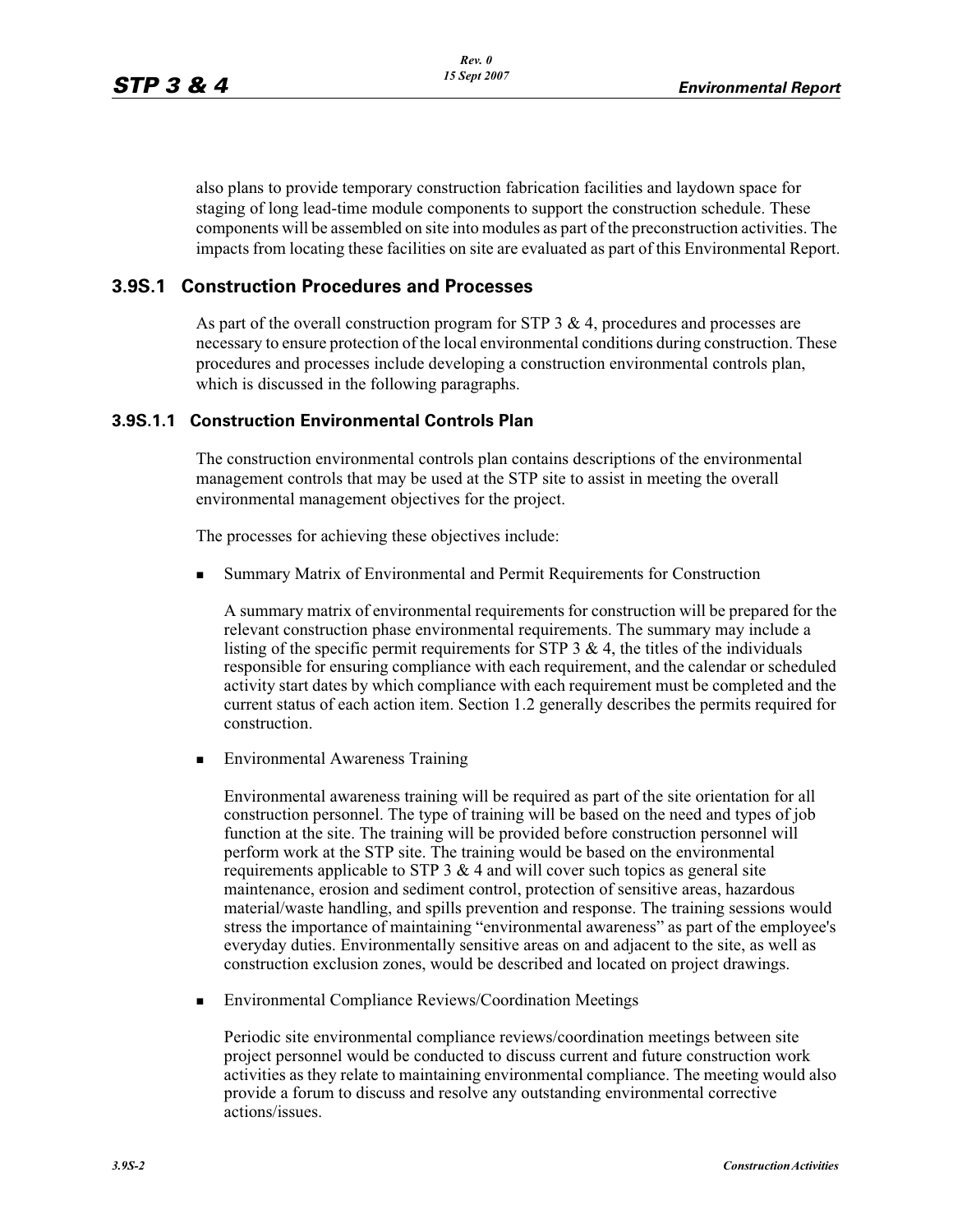also plans to provide temporary construction fabrication facilities and laydown space for staging of long lead-time module components to support the construction schedule. These components will be assembled on site into modules as part of the preconstruction activities. The impacts from locating these facilities on site are evaluated as part of this Environmental Report.

## 3.9S.1 Construction Procedures and Processes

As part of the overall construction program for STP 3 & 4, procedures and processes are necessary to ensure protection of the local environmental conditions during construction. These procedures and processes include developing a construction environmental controls plan, which is discussed in the following paragraphs.

### 3.9S.1.1 Construction Environmental Controls Plan

The construction environmental controls plan contains descriptions of the environmental management controls that may be used at the STP site to assist in meeting the overall environmental management objectives for the project.

The processes for achieving these objectives include:

- Summary Matrix of Environmental and Permit Requirements for Construction

  A summary matrix of environmental requirements for construction will be prepared for the relevant construction phase environmental requirements. The summary may include a listing of the specific permit requirements for STP 3 & 4, the titles of the individuals responsible for ensuring compliance with each requirement, and the calendar or scheduled activity start dates by which compliance with each requirement must be completed and the current status of each action item. Section 1.2 generally describes the permits required for construction.

- Environmental Awareness Training

  Environmental awareness training will be required as part of the site orientation for all construction personnel. The type of training will be based on the need and types of job function at the site. The training will be provided before construction personnel will perform work at the STP site. The training would be based on the environmental requirements applicable to STP 3 & 4 and will cover such topics as general site maintenance, erosion and sediment control, protection of sensitive areas, hazardous material/waste handling, and spills prevention and response. The training sessions would stress the importance of maintaining "environmental awareness" as part of the employee's everyday duties. Environmentally sensitive areas on and adjacent to the site, as well as construction exclusion zones, would be described and located on project drawings.

- Environmental Compliance Reviews/Coordination Meetings

  Periodic site environmental compliance reviews/coordination meetings between site project personnel would be conducted to discuss current and future construction work activities as they relate to maintaining environmental compliance. The meeting would also provide a forum to discuss and resolve any outstanding environmental corrective actions/issues.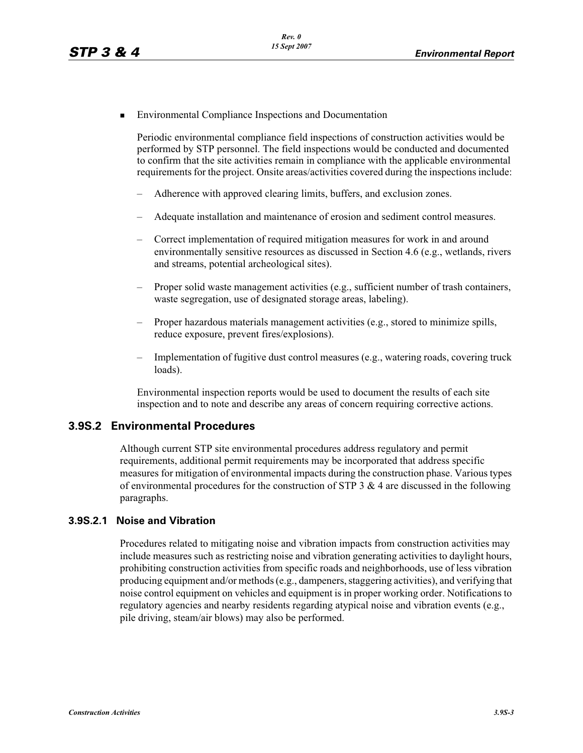- Environmental Compliance Inspections and Documentation

  Periodic environmental compliance field inspections of construction activities would be performed by STP personnel. The field inspections would be conducted and documented to confirm that the site activities remain in compliance with the applicable environmental requirements for the project. Onsite areas/activities covered during the inspections include:

  – Adherence with approved clearing limits, buffers, and exclusion zones.

  – Adequate installation and maintenance of erosion and sediment control measures.

  – Correct implementation of required mitigation measures for work in and around environmentally sensitive resources as discussed in Section 4.6 (e.g., wetlands, rivers and streams, potential archeological sites).

  – Proper solid waste management activities (e.g., sufficient number of trash containers, waste segregation, use of designated storage areas, labeling).

  – Proper hazardous materials management activities (e.g., stored to minimize spills, reduce exposure, prevent fires/explosions).

  – Implementation of fugitive dust control measures (e.g., watering roads, covering truck loads).

  Environmental inspection reports would be used to document the results of each site inspection and to note and describe any areas of concern requiring corrective actions.

## 3.9S.2 Environmental Procedures

Although current STP site environmental procedures address regulatory and permit requirements, additional permit requirements may be incorporated that address specific measures for mitigation of environmental impacts during the construction phase. Various types of environmental procedures for the construction of STP 3 & 4 are discussed in the following paragraphs.

### 3.9S.2.1 Noise and Vibration

Procedures related to mitigating noise and vibration impacts from construction activities may include measures such as restricting noise and vibration generating activities to daylight hours, prohibiting construction activities from specific roads and neighborhoods, use of less vibration producing equipment and/or methods (e.g., dampeners, staggering activities), and verifying that noise control equipment on vehicles and equipment is in proper working order. Notifications to regulatory agencies and nearby residents regarding atypical noise and vibration events (e.g., pile driving, steam/air blows) may also be performed.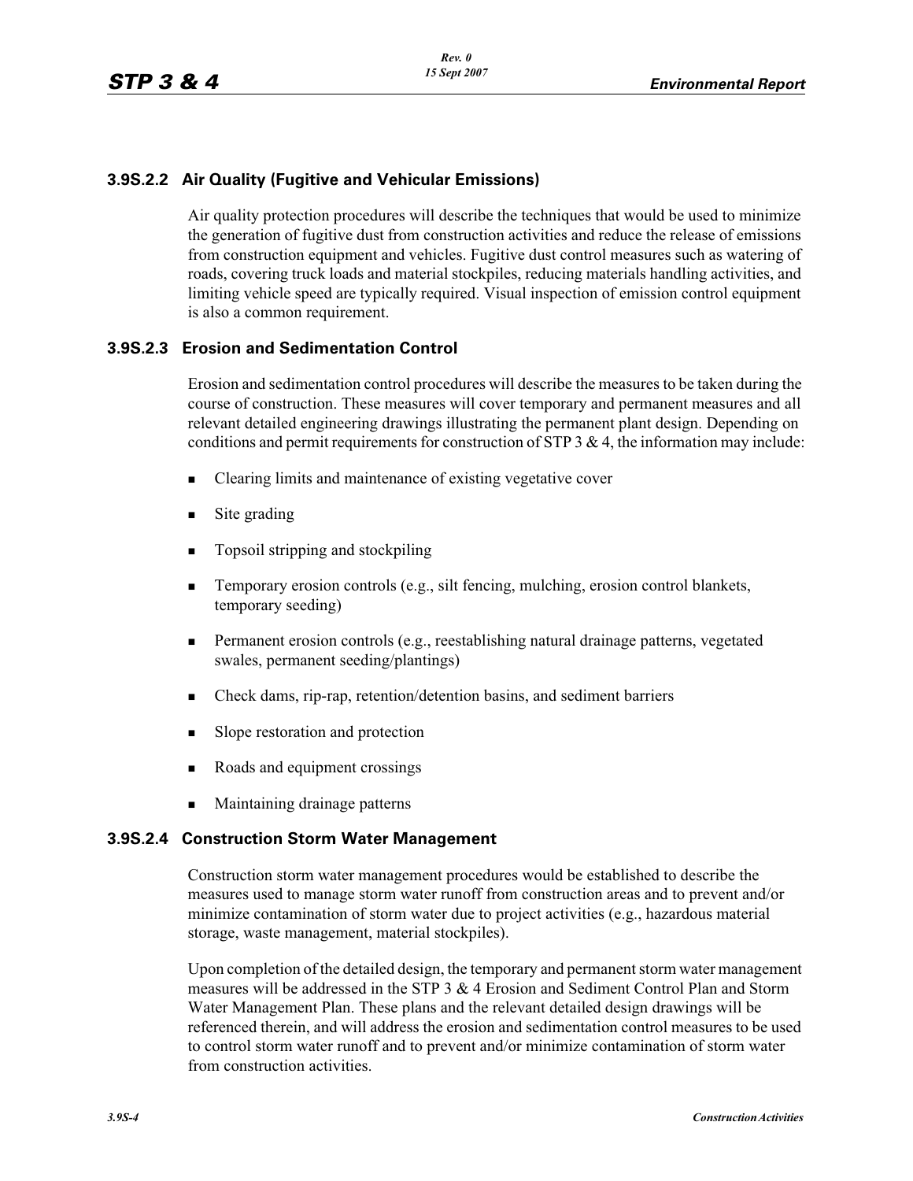### 3.9S.2.2 Air Quality (Fugitive and Vehicular Emissions)

Air quality protection procedures will describe the techniques that would be used to minimize the generation of fugitive dust from construction activities and reduce the release of emissions from construction equipment and vehicles. Fugitive dust control measures such as watering of roads, covering truck loads and material stockpiles, reducing materials handling activities, and limiting vehicle speed are typically required. Visual inspection of emission control equipment is also a common requirement.

### 3.9S.2.3 Erosion and Sedimentation Control

Erosion and sedimentation control procedures will describe the measures to be taken during the course of construction. These measures will cover temporary and permanent measures and all relevant detailed engineering drawings illustrating the permanent plant design. Depending on conditions and permit requirements for construction of STP 3 & 4, the information may include:

- Clearing limits and maintenance of existing vegetative cover
- Site grading
- Topsoil stripping and stockpiling
- Temporary erosion controls (e.g., silt fencing, mulching, erosion control blankets, temporary seeding)
- Permanent erosion controls (e.g., reestablishing natural drainage patterns, vegetated swales, permanent seeding/plantings)
- Check dams, rip-rap, retention/detention basins, and sediment barriers
- Slope restoration and protection
- Roads and equipment crossings
- Maintaining drainage patterns

### 3.9S.2.4 Construction Storm Water Management

Construction storm water management procedures would be established to describe the measures used to manage storm water runoff from construction areas and to prevent and/or minimize contamination of storm water due to project activities (e.g., hazardous material storage, waste management, material stockpiles).

Upon completion of the detailed design, the temporary and permanent storm water management measures will be addressed in the STP 3 & 4 Erosion and Sediment Control Plan and Storm Water Management Plan. These plans and the relevant detailed design drawings will be referenced therein, and will address the erosion and sedimentation control measures to be used to control storm water runoff and to prevent and/or minimize contamination of storm water from construction activities.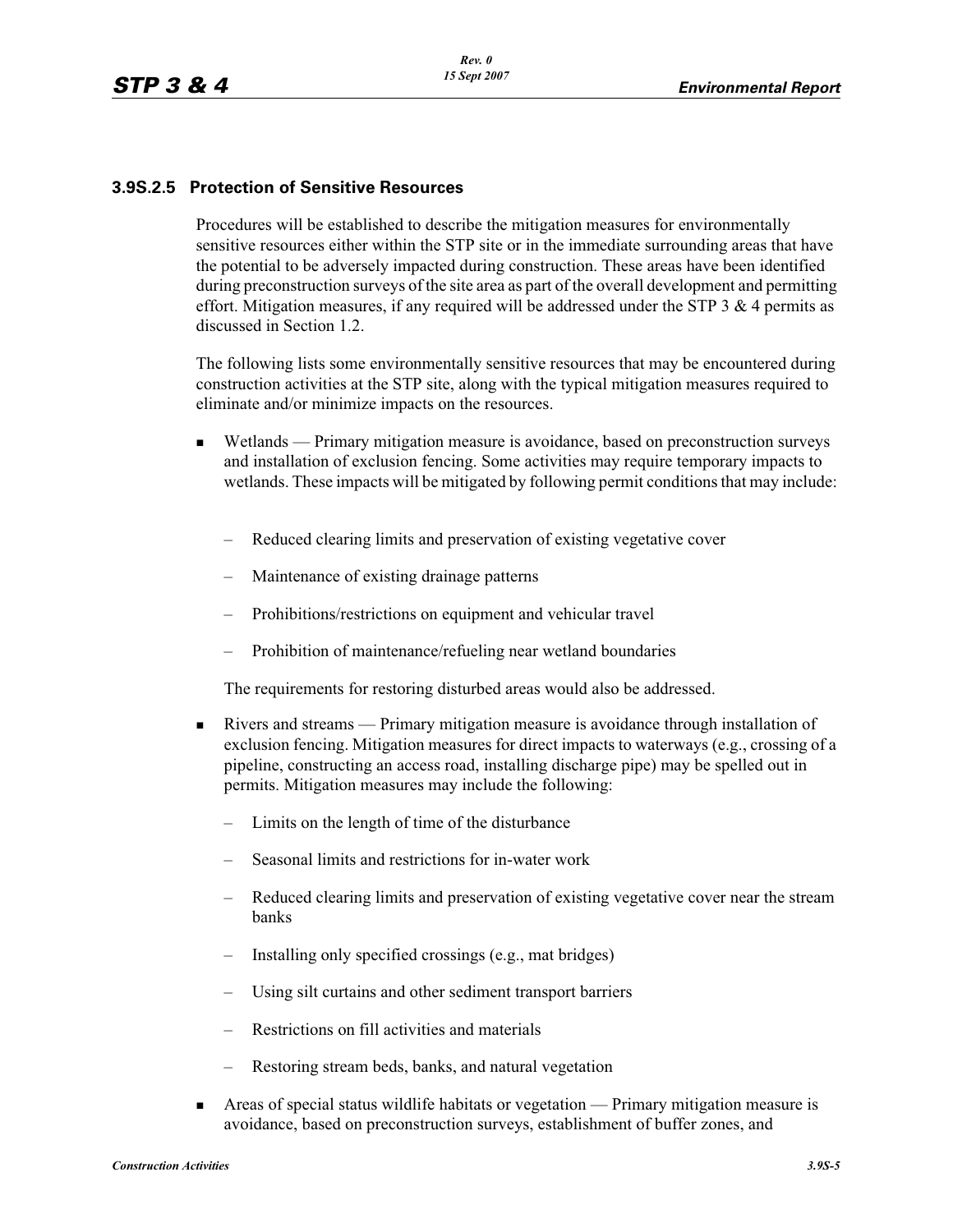### 3.9S.2.5 Protection of Sensitive Resources

Procedures will be established to describe the mitigation measures for environmentally sensitive resources either within the STP site or in the immediate surrounding areas that have the potential to be adversely impacted during construction. These areas have been identified during preconstruction surveys of the site area as part of the overall development and permitting effort. Mitigation measures, if any required will be addressed under the STP 3 & 4 permits as discussed in Section 1.2.

The following lists some environmentally sensitive resources that may be encountered during construction activities at the STP site, along with the typical mitigation measures required to eliminate and/or minimize impacts on the resources.

- Wetlands — Primary mitigation measure is avoidance, based on preconstruction surveys and installation of exclusion fencing. Some activities may require temporary impacts to wetlands. These impacts will be mitigated by following permit conditions that may include:
  - Reduced clearing limits and preservation of existing vegetative cover
  - Maintenance of existing drainage patterns
  - Prohibitions/restrictions on equipment and vehicular travel
  - Prohibition of maintenance/refueling near wetland boundaries

  The requirements for restoring disturbed areas would also be addressed.

- Rivers and streams — Primary mitigation measure is avoidance through installation of exclusion fencing. Mitigation measures for direct impacts to waterways (e.g., crossing of a pipeline, constructing an access road, installing discharge pipe) may be spelled out in permits. Mitigation measures may include the following:
  - Limits on the length of time of the disturbance
  - Seasonal limits and restrictions for in-water work
  - Reduced clearing limits and preservation of existing vegetative cover near the stream banks
  - Installing only specified crossings (e.g., mat bridges)
  - Using silt curtains and other sediment transport barriers
  - Restrictions on fill activities and materials
  - Restoring stream beds, banks, and natural vegetation

- Areas of special status wildlife habitats or vegetation — Primary mitigation measure is avoidance, based on preconstruction surveys, establishment of buffer zones, and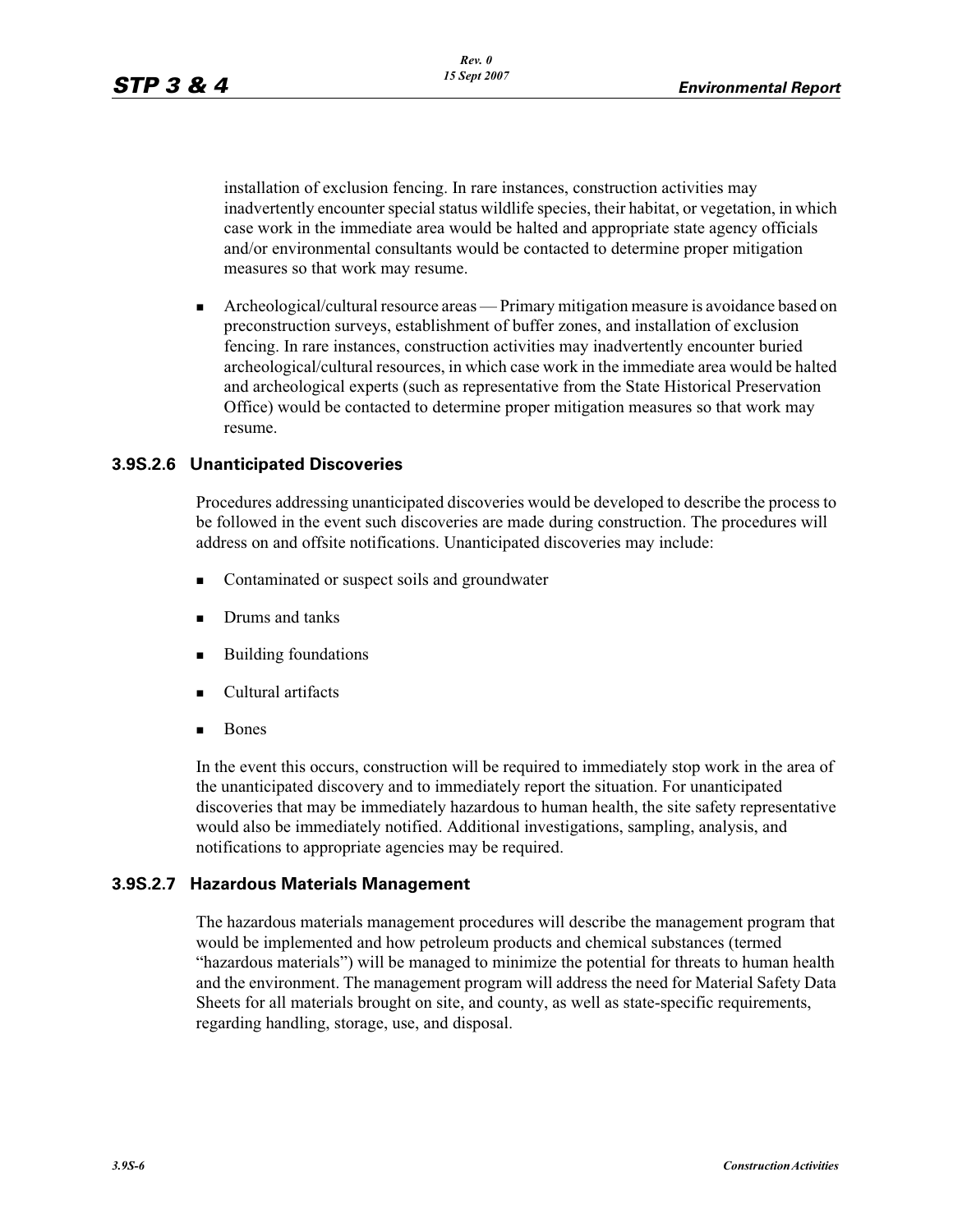installation of exclusion fencing. In rare instances, construction activities may inadvertently encounter special status wildlife species, their habitat, or vegetation, in which case work in the immediate area would be halted and appropriate state agency officials and/or environmental consultants would be contacted to determine proper mitigation measures so that work may resume.

- Archeological/cultural resource areas — Primary mitigation measure is avoidance based on preconstruction surveys, establishment of buffer zones, and installation of exclusion fencing. In rare instances, construction activities may inadvertently encounter buried archeological/cultural resources, in which case work in the immediate area would be halted and archeological experts (such as representative from the State Historical Preservation Office) would be contacted to determine proper mitigation measures so that work may resume.

### 3.9S.2.6 Unanticipated Discoveries

Procedures addressing unanticipated discoveries would be developed to describe the process to be followed in the event such discoveries are made during construction. The procedures will address on and offsite notifications. Unanticipated discoveries may include:

- Contaminated or suspect soils and groundwater
- Drums and tanks
- Building foundations
- Cultural artifacts
- Bones

In the event this occurs, construction will be required to immediately stop work in the area of the unanticipated discovery and to immediately report the situation. For unanticipated discoveries that may be immediately hazardous to human health, the site safety representative would also be immediately notified. Additional investigations, sampling, analysis, and notifications to appropriate agencies may be required.

### 3.9S.2.7 Hazardous Materials Management

The hazardous materials management procedures will describe the management program that would be implemented and how petroleum products and chemical substances (termed "hazardous materials") will be managed to minimize the potential for threats to human health and the environment. The management program will address the need for Material Safety Data Sheets for all materials brought on site, and county, as well as state-specific requirements, regarding handling, storage, use, and disposal.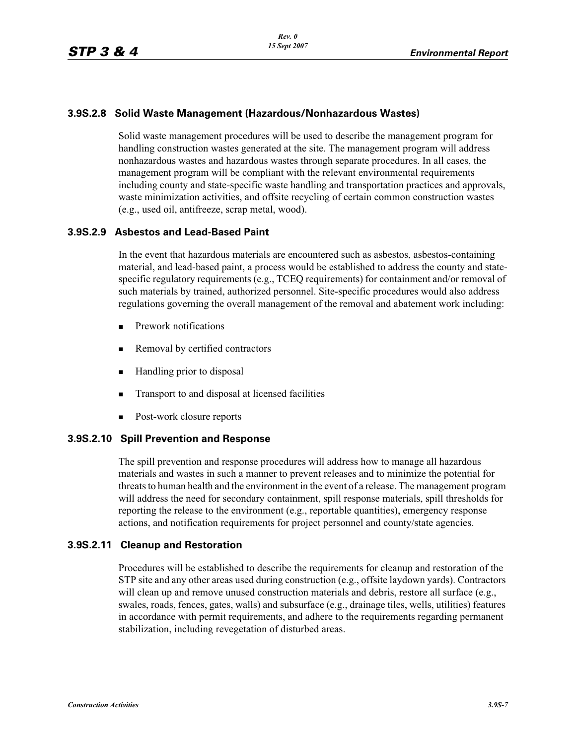### 3.9S.2.8 Solid Waste Management (Hazardous/Nonhazardous Wastes)

Solid waste management procedures will be used to describe the management program for handling construction wastes generated at the site. The management program will address nonhazardous wastes and hazardous wastes through separate procedures. In all cases, the management program will be compliant with the relevant environmental requirements including county and state-specific waste handling and transportation practices and approvals, waste minimization activities, and offsite recycling of certain common construction wastes (e.g., used oil, antifreeze, scrap metal, wood).

### 3.9S.2.9 Asbestos and Lead-Based Paint

In the event that hazardous materials are encountered such as asbestos, asbestos-containing material, and lead-based paint, a process would be established to address the county and state-specific regulatory requirements (e.g., TCEQ requirements) for containment and/or removal of such materials by trained, authorized personnel. Site-specific procedures would also address regulations governing the overall management of the removal and abatement work including:

- Prework notifications
- Removal by certified contractors
- Handling prior to disposal
- Transport to and disposal at licensed facilities
- Post-work closure reports

### 3.9S.2.10 Spill Prevention and Response

The spill prevention and response procedures will address how to manage all hazardous materials and wastes in such a manner to prevent releases and to minimize the potential for threats to human health and the environment in the event of a release. The management program will address the need for secondary containment, spill response materials, spill thresholds for reporting the release to the environment (e.g., reportable quantities), emergency response actions, and notification requirements for project personnel and county/state agencies.

### 3.9S.2.11 Cleanup and Restoration

Procedures will be established to describe the requirements for cleanup and restoration of the STP site and any other areas used during construction (e.g., offsite laydown yards). Contractors will clean up and remove unused construction materials and debris, restore all surface (e.g., swales, roads, fences, gates, walls) and subsurface (e.g., drainage tiles, wells, utilities) features in accordance with permit requirements, and adhere to the requirements regarding permanent stabilization, including revegetation of disturbed areas.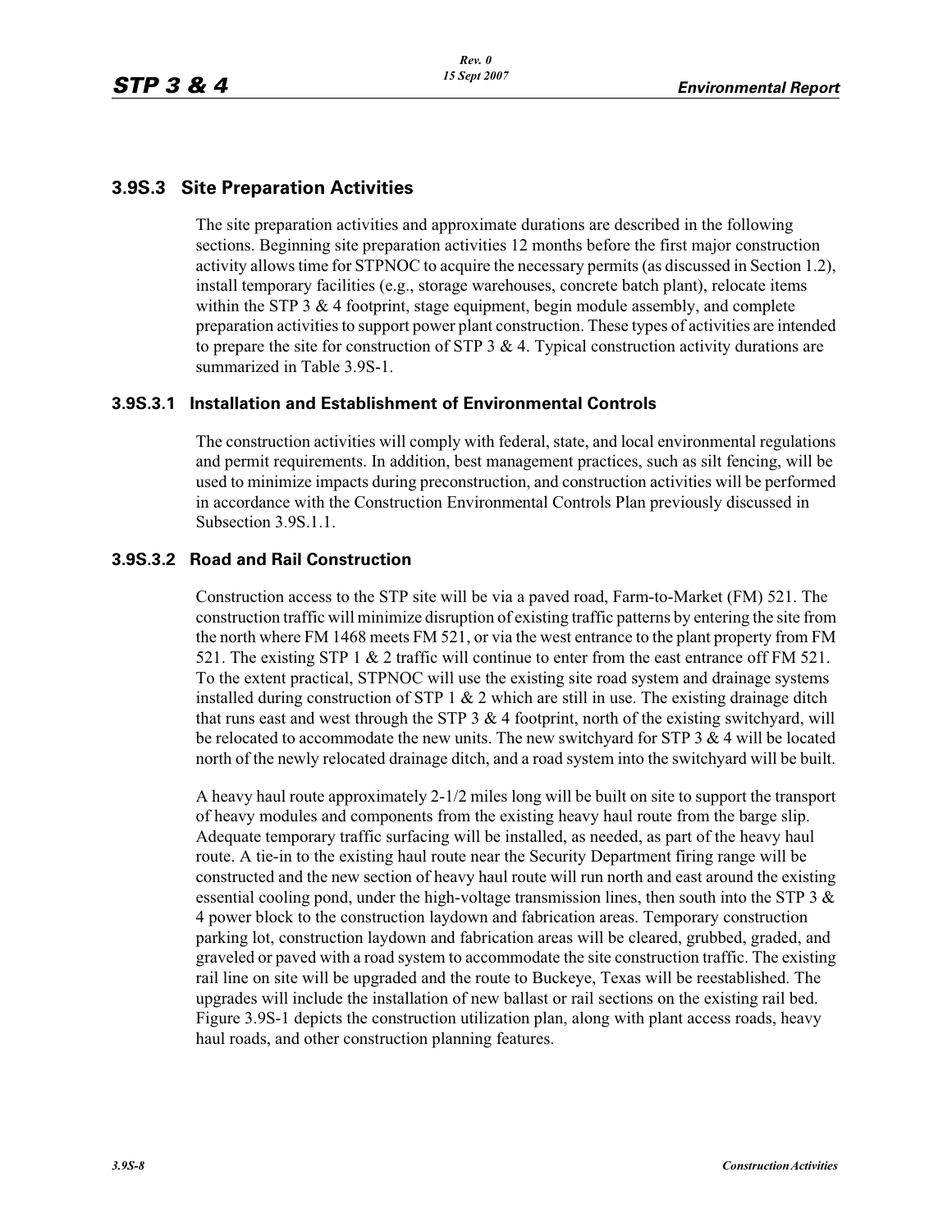## 3.9S.3 Site Preparation Activities

The site preparation activities and approximate durations are described in the following sections. Beginning site preparation activities 12 months before the first major construction activity allows time for STPNOC to acquire the necessary permits (as discussed in Section 1.2), install temporary facilities (e.g., storage warehouses, concrete batch plant), relocate items within the STP 3 & 4 footprint, stage equipment, begin module assembly, and complete preparation activities to support power plant construction. These types of activities are intended to prepare the site for construction of STP 3 & 4. Typical construction activity durations are summarized in Table 3.9S-1.

### 3.9S.3.1 Installation and Establishment of Environmental Controls

The construction activities will comply with federal, state, and local environmental regulations and permit requirements. In addition, best management practices, such as silt fencing, will be used to minimize impacts during preconstruction, and construction activities will be performed in accordance with the Construction Environmental Controls Plan previously discussed in Subsection 3.9S.1.1.

### 3.9S.3.2 Road and Rail Construction

Construction access to the STP site will be via a paved road, Farm-to-Market (FM) 521. The construction traffic will minimize disruption of existing traffic patterns by entering the site from the north where FM 1468 meets FM 521, or via the west entrance to the plant property from FM 521. The existing STP 1 & 2 traffic will continue to enter from the east entrance off FM 521. To the extent practical, STPNOC will use the existing site road system and drainage systems installed during construction of STP 1 & 2 which are still in use. The existing drainage ditch that runs east and west through the STP 3 & 4 footprint, north of the existing switchyard, will be relocated to accommodate the new units. The new switchyard for STP 3 & 4 will be located north of the newly relocated drainage ditch, and a road system into the switchyard will be built.

A heavy haul route approximately 2-1/2 miles long will be built on site to support the transport of heavy modules and components from the existing heavy haul route from the barge slip. Adequate temporary traffic surfacing will be installed, as needed, as part of the heavy haul route. A tie-in to the existing haul route near the Security Department firing range will be constructed and the new section of heavy haul route will run north and east around the existing essential cooling pond, under the high-voltage transmission lines, then south into the STP 3 & 4 power block to the construction laydown and fabrication areas. Temporary construction parking lot, construction laydown and fabrication areas will be cleared, grubbed, graded, and graveled or paved with a road system to accommodate the site construction traffic. The existing rail line on site will be upgraded and the route to Buckeye, Texas will be reestablished. The upgrades will include the installation of new ballast or rail sections on the existing rail bed. Figure 3.9S-1 depicts the construction utilization plan, along with plant access roads, heavy haul roads, and other construction planning features.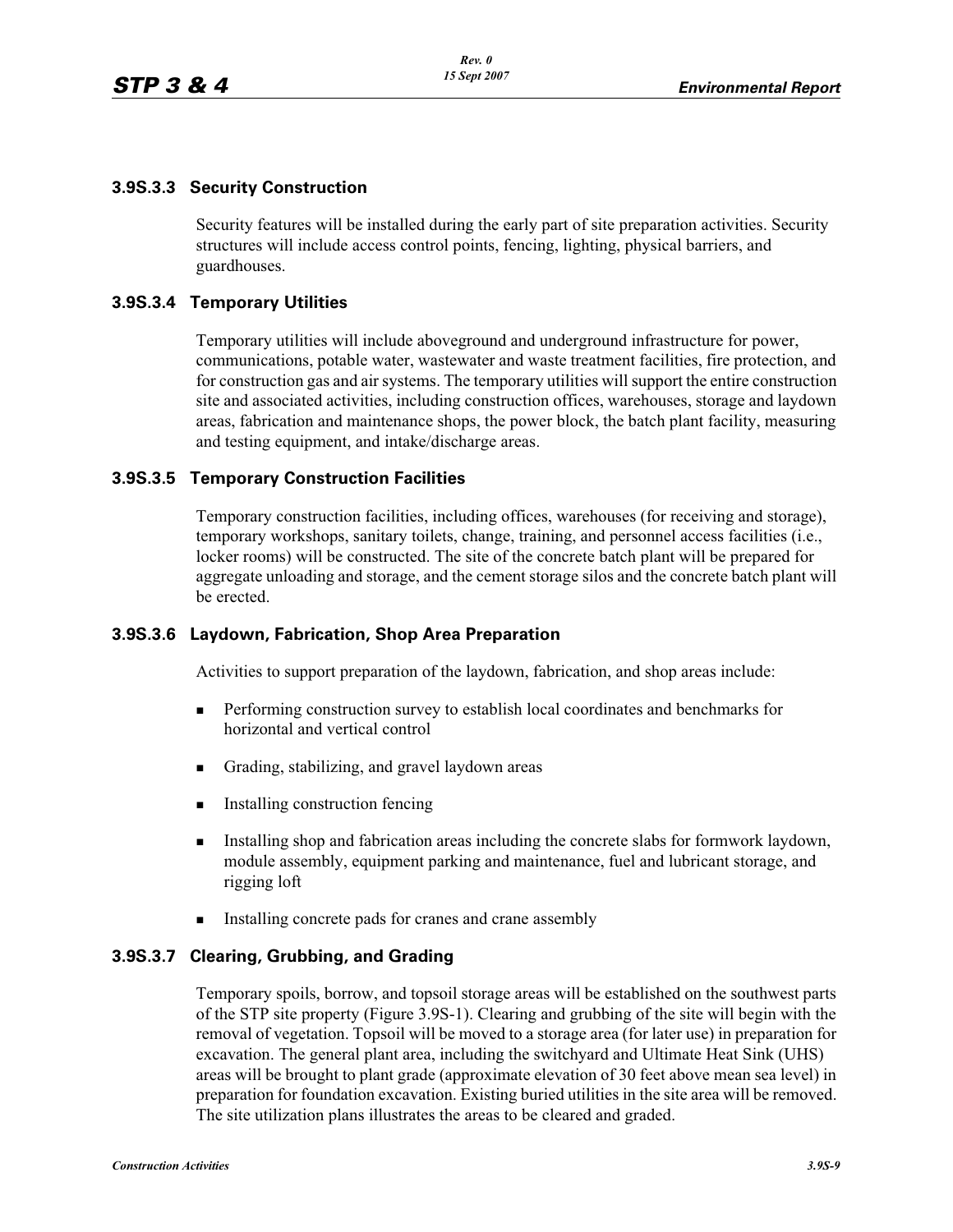### 3.9S.3.3 Security Construction

Security features will be installed during the early part of site preparation activities. Security structures will include access control points, fencing, lighting, physical barriers, and guardhouses.

### 3.9S.3.4 Temporary Utilities

Temporary utilities will include aboveground and underground infrastructure for power, communications, potable water, wastewater and waste treatment facilities, fire protection, and for construction gas and air systems. The temporary utilities will support the entire construction site and associated activities, including construction offices, warehouses, storage and laydown areas, fabrication and maintenance shops, the power block, the batch plant facility, measuring and testing equipment, and intake/discharge areas.

### 3.9S.3.5 Temporary Construction Facilities

Temporary construction facilities, including offices, warehouses (for receiving and storage), temporary workshops, sanitary toilets, change, training, and personnel access facilities (i.e., locker rooms) will be constructed. The site of the concrete batch plant will be prepared for aggregate unloading and storage, and the cement storage silos and the concrete batch plant will be erected.

### 3.9S.3.6 Laydown, Fabrication, Shop Area Preparation

Activities to support preparation of the laydown, fabrication, and shop areas include:

- Performing construction survey to establish local coordinates and benchmarks for horizontal and vertical control
- Grading, stabilizing, and gravel laydown areas
- Installing construction fencing
- Installing shop and fabrication areas including the concrete slabs for formwork laydown, module assembly, equipment parking and maintenance, fuel and lubricant storage, and rigging loft
- Installing concrete pads for cranes and crane assembly

### 3.9S.3.7 Clearing, Grubbing, and Grading

Temporary spoils, borrow, and topsoil storage areas will be established on the southwest parts of the STP site property (Figure 3.9S-1). Clearing and grubbing of the site will begin with the removal of vegetation. Topsoil will be moved to a storage area (for later use) in preparation for excavation. The general plant area, including the switchyard and Ultimate Heat Sink (UHS) areas will be brought to plant grade (approximate elevation of 30 feet above mean sea level) in preparation for foundation excavation. Existing buried utilities in the site area will be removed. The site utilization plans illustrates the areas to be cleared and graded.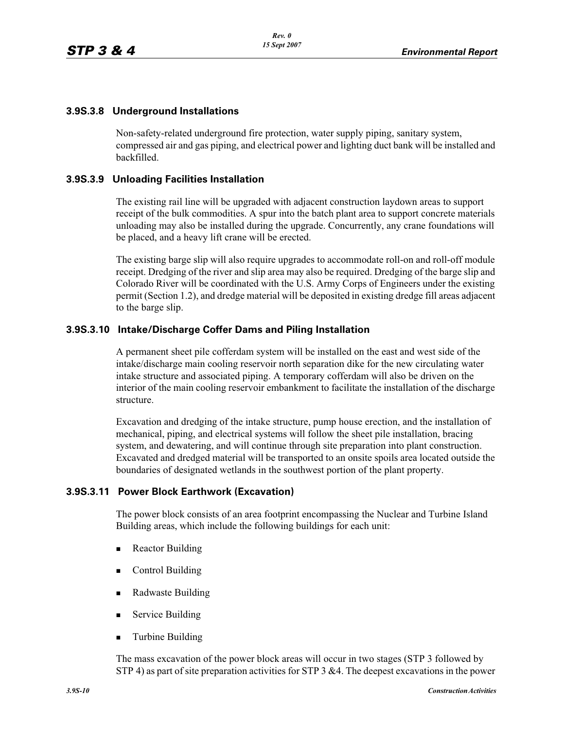### 3.9S.3.8 Underground Installations

Non-safety-related underground fire protection, water supply piping, sanitary system, compressed air and gas piping, and electrical power and lighting duct bank will be installed and backfilled.

### 3.9S.3.9 Unloading Facilities Installation

The existing rail line will be upgraded with adjacent construction laydown areas to support receipt of the bulk commodities. A spur into the batch plant area to support concrete materials unloading may also be installed during the upgrade. Concurrently, any crane foundations will be placed, and a heavy lift crane will be erected.

The existing barge slip will also require upgrades to accommodate roll-on and roll-off module receipt. Dredging of the river and slip area may also be required. Dredging of the barge slip and Colorado River will be coordinated with the U.S. Army Corps of Engineers under the existing permit (Section 1.2), and dredge material will be deposited in existing dredge fill areas adjacent to the barge slip.

### 3.9S.3.10 Intake/Discharge Coffer Dams and Piling Installation

A permanent sheet pile cofferdam system will be installed on the east and west side of the intake/discharge main cooling reservoir north separation dike for the new circulating water intake structure and associated piping. A temporary cofferdam will also be driven on the interior of the main cooling reservoir embankment to facilitate the installation of the discharge structure.

Excavation and dredging of the intake structure, pump house erection, and the installation of mechanical, piping, and electrical systems will follow the sheet pile installation, bracing system, and dewatering, and will continue through site preparation into plant construction. Excavated and dredged material will be transported to an onsite spoils area located outside the boundaries of designated wetlands in the southwest portion of the plant property.

### 3.9S.3.11 Power Block Earthwork (Excavation)

The power block consists of an area footprint encompassing the Nuclear and Turbine Island Building areas, which include the following buildings for each unit:

- Reactor Building
- Control Building
- Radwaste Building
- Service Building
- Turbine Building

The mass excavation of the power block areas will occur in two stages (STP 3 followed by STP 4) as part of site preparation activities for STP 3 &4. The deepest excavations in the power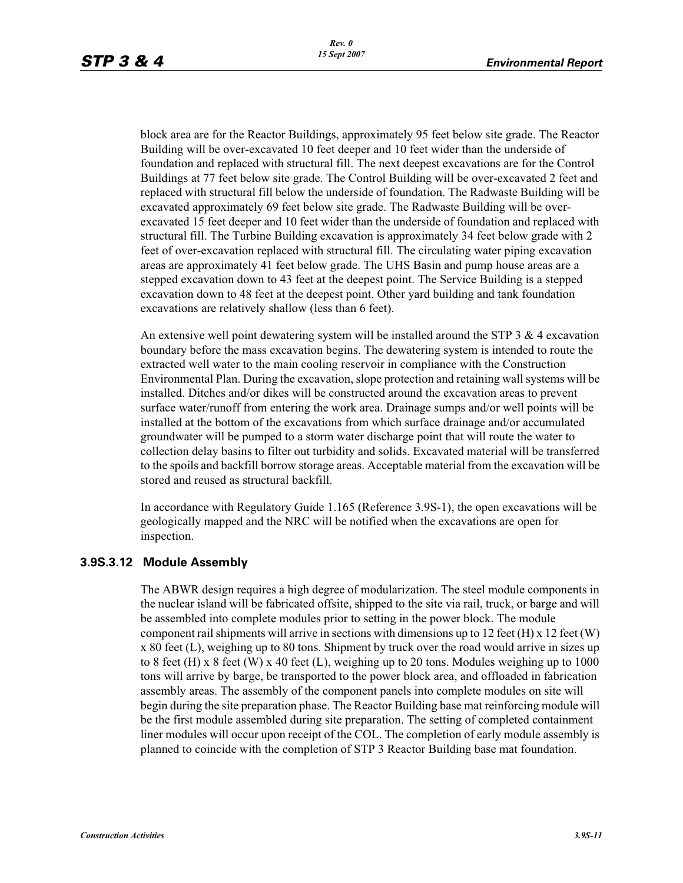block area are for the Reactor Buildings, approximately 95 feet below site grade. The Reactor Building will be over-excavated 10 feet deeper and 10 feet wider than the underside of foundation and replaced with structural fill. The next deepest excavations are for the Control Buildings at 77 feet below site grade. The Control Building will be over-excavated 2 feet and replaced with structural fill below the underside of foundation. The Radwaste Building will be excavated approximately 69 feet below site grade. The Radwaste Building will be over-excavated 15 feet deeper and 10 feet wider than the underside of foundation and replaced with structural fill. The Turbine Building excavation is approximately 34 feet below grade with 2 feet of over-excavation replaced with structural fill. The circulating water piping excavation areas are approximately 41 feet below grade. The UHS Basin and pump house areas are a stepped excavation down to 43 feet at the deepest point. The Service Building is a stepped excavation down to 48 feet at the deepest point. Other yard building and tank foundation excavations are relatively shallow (less than 6 feet).

An extensive well point dewatering system will be installed around the STP 3 & 4 excavation boundary before the mass excavation begins. The dewatering system is intended to route the extracted well water to the main cooling reservoir in compliance with the Construction Environmental Plan. During the excavation, slope protection and retaining wall systems will be installed. Ditches and/or dikes will be constructed around the excavation areas to prevent surface water/runoff from entering the work area. Drainage sumps and/or well points will be installed at the bottom of the excavations from which surface drainage and/or accumulated groundwater will be pumped to a storm water discharge point that will route the water to collection delay basins to filter out turbidity and solids. Excavated material will be transferred to the spoils and backfill borrow storage areas. Acceptable material from the excavation will be stored and reused as structural backfill.

In accordance with Regulatory Guide 1.165 (Reference 3.9S-1), the open excavations will be geologically mapped and the NRC will be notified when the excavations are open for inspection.

### 3.9S.3.12 Module Assembly

The ABWR design requires a high degree of modularization. The steel module components in the nuclear island will be fabricated offsite, shipped to the site via rail, truck, or barge and will be assembled into complete modules prior to setting in the power block. The module component rail shipments will arrive in sections with dimensions up to 12 feet (H) x 12 feet (W) x 80 feet (L), weighing up to 80 tons. Shipment by truck over the road would arrive in sizes up to 8 feet (H) x 8 feet (W) x 40 feet (L), weighing up to 20 tons. Modules weighing up to 1000 tons will arrive by barge, be transported to the power block area, and offloaded in fabrication assembly areas. The assembly of the component panels into complete modules on site will begin during the site preparation phase. The Reactor Building base mat reinforcing module will be the first module assembled during site preparation. The setting of completed containment liner modules will occur upon receipt of the COL. The completion of early module assembly is planned to coincide with the completion of STP 3 Reactor Building base mat foundation.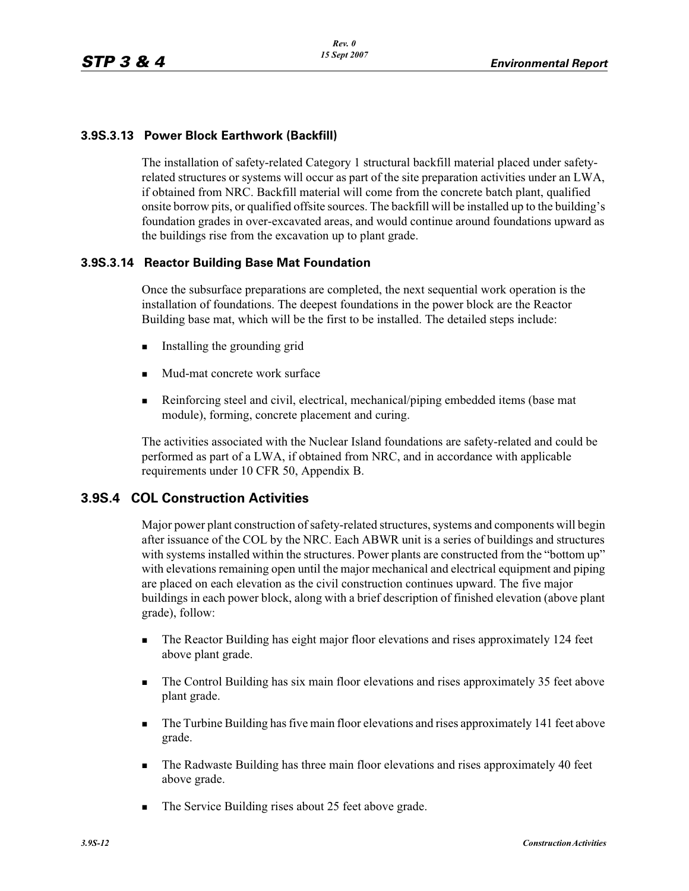### 3.9S.3.13 Power Block Earthwork (Backfill)

The installation of safety-related Category 1 structural backfill material placed under safety-related structures or systems will occur as part of the site preparation activities under an LWA, if obtained from NRC. Backfill material will come from the concrete batch plant, qualified onsite borrow pits, or qualified offsite sources. The backfill will be installed up to the building's foundation grades in over-excavated areas, and would continue around foundations upward as the buildings rise from the excavation up to plant grade.

### 3.9S.3.14 Reactor Building Base Mat Foundation

Once the subsurface preparations are completed, the next sequential work operation is the installation of foundations. The deepest foundations in the power block are the Reactor Building base mat, which will be the first to be installed. The detailed steps include:

- Installing the grounding grid
- Mud-mat concrete work surface
- Reinforcing steel and civil, electrical, mechanical/piping embedded items (base mat module), forming, concrete placement and curing.

The activities associated with the Nuclear Island foundations are safety-related and could be performed as part of a LWA, if obtained from NRC, and in accordance with applicable requirements under 10 CFR 50, Appendix B.

## 3.9S.4 COL Construction Activities

Major power plant construction of safety-related structures, systems and components will begin after issuance of the COL by the NRC. Each ABWR unit is a series of buildings and structures with systems installed within the structures. Power plants are constructed from the "bottom up" with elevations remaining open until the major mechanical and electrical equipment and piping are placed on each elevation as the civil construction continues upward. The five major buildings in each power block, along with a brief description of finished elevation (above plant grade), follow:

- The Reactor Building has eight major floor elevations and rises approximately 124 feet above plant grade.
- The Control Building has six main floor elevations and rises approximately 35 feet above plant grade.
- The Turbine Building has five main floor elevations and rises approximately 141 feet above grade.
- The Radwaste Building has three main floor elevations and rises approximately 40 feet above grade.
- The Service Building rises about 25 feet above grade.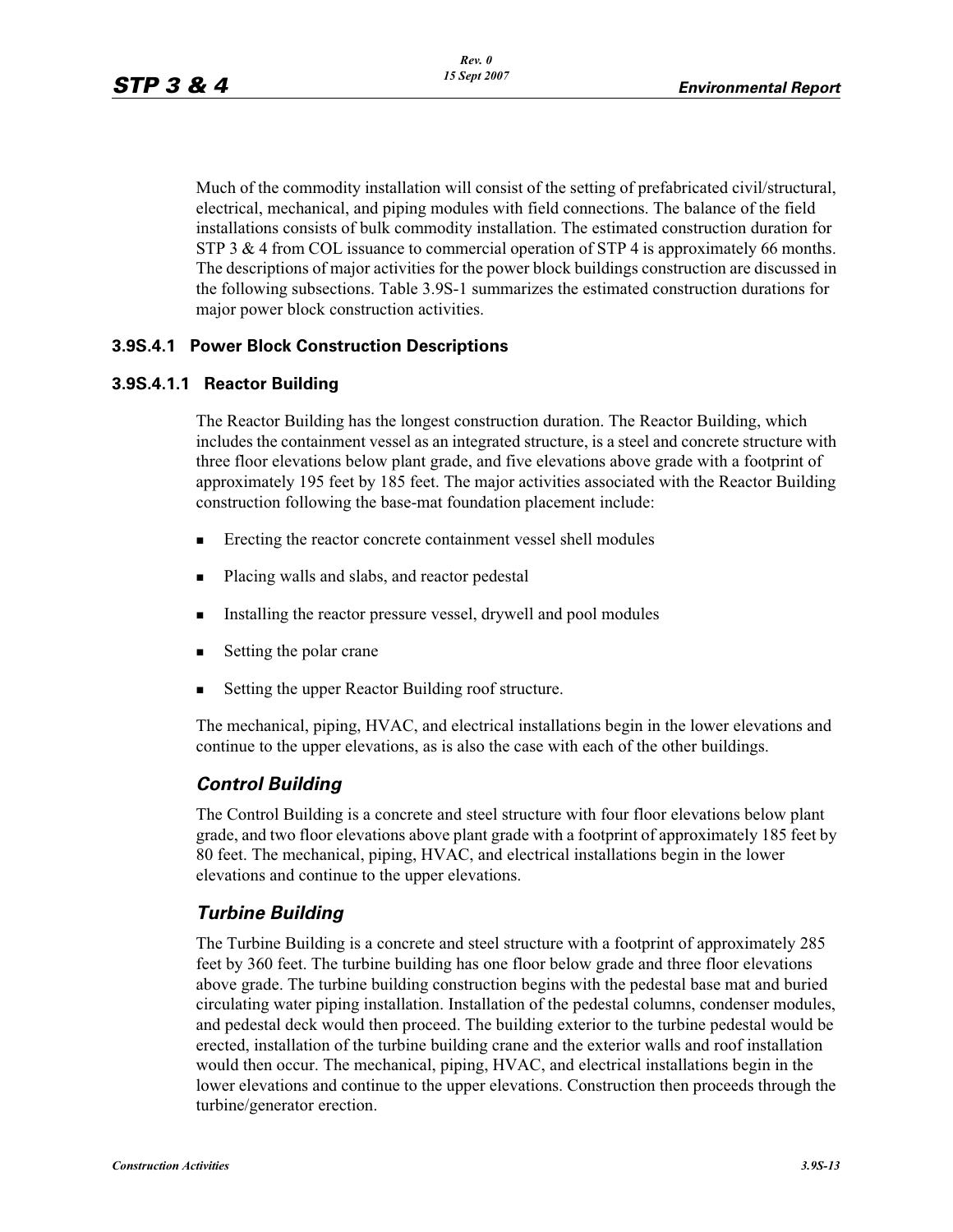Much of the commodity installation will consist of the setting of prefabricated civil/structural, electrical, mechanical, and piping modules with field connections. The balance of the field installations consists of bulk commodity installation. The estimated construction duration for STP 3 & 4 from COL issuance to commercial operation of STP 4 is approximately 66 months. The descriptions of major activities for the power block buildings construction are discussed in the following subsections. Table 3.9S-1 summarizes the estimated construction durations for major power block construction activities.

### 3.9S.4.1 Power Block Construction Descriptions

#### 3.9S.4.1.1 Reactor Building

The Reactor Building has the longest construction duration. The Reactor Building, which includes the containment vessel as an integrated structure, is a steel and concrete structure with three floor elevations below plant grade, and five elevations above grade with a footprint of approximately 195 feet by 185 feet. The major activities associated with the Reactor Building construction following the base-mat foundation placement include:

- Erecting the reactor concrete containment vessel shell modules
- Placing walls and slabs, and reactor pedestal
- Installing the reactor pressure vessel, drywell and pool modules
- Setting the polar crane
- Setting the upper Reactor Building roof structure.

The mechanical, piping, HVAC, and electrical installations begin in the lower elevations and continue to the upper elevations, as is also the case with each of the other buildings.

#### *Control Building*

The Control Building is a concrete and steel structure with four floor elevations below plant grade, and two floor elevations above plant grade with a footprint of approximately 185 feet by 80 feet. The mechanical, piping, HVAC, and electrical installations begin in the lower elevations and continue to the upper elevations.

#### *Turbine Building*

The Turbine Building is a concrete and steel structure with a footprint of approximately 285 feet by 360 feet. The turbine building has one floor below grade and three floor elevations above grade. The turbine building construction begins with the pedestal base mat and buried circulating water piping installation. Installation of the pedestal columns, condenser modules, and pedestal deck would then proceed. The building exterior to the turbine pedestal would be erected, installation of the turbine building crane and the exterior walls and roof installation would then occur. The mechanical, piping, HVAC, and electrical installations begin in the lower elevations and continue to the upper elevations. Construction then proceeds through the turbine/generator erection.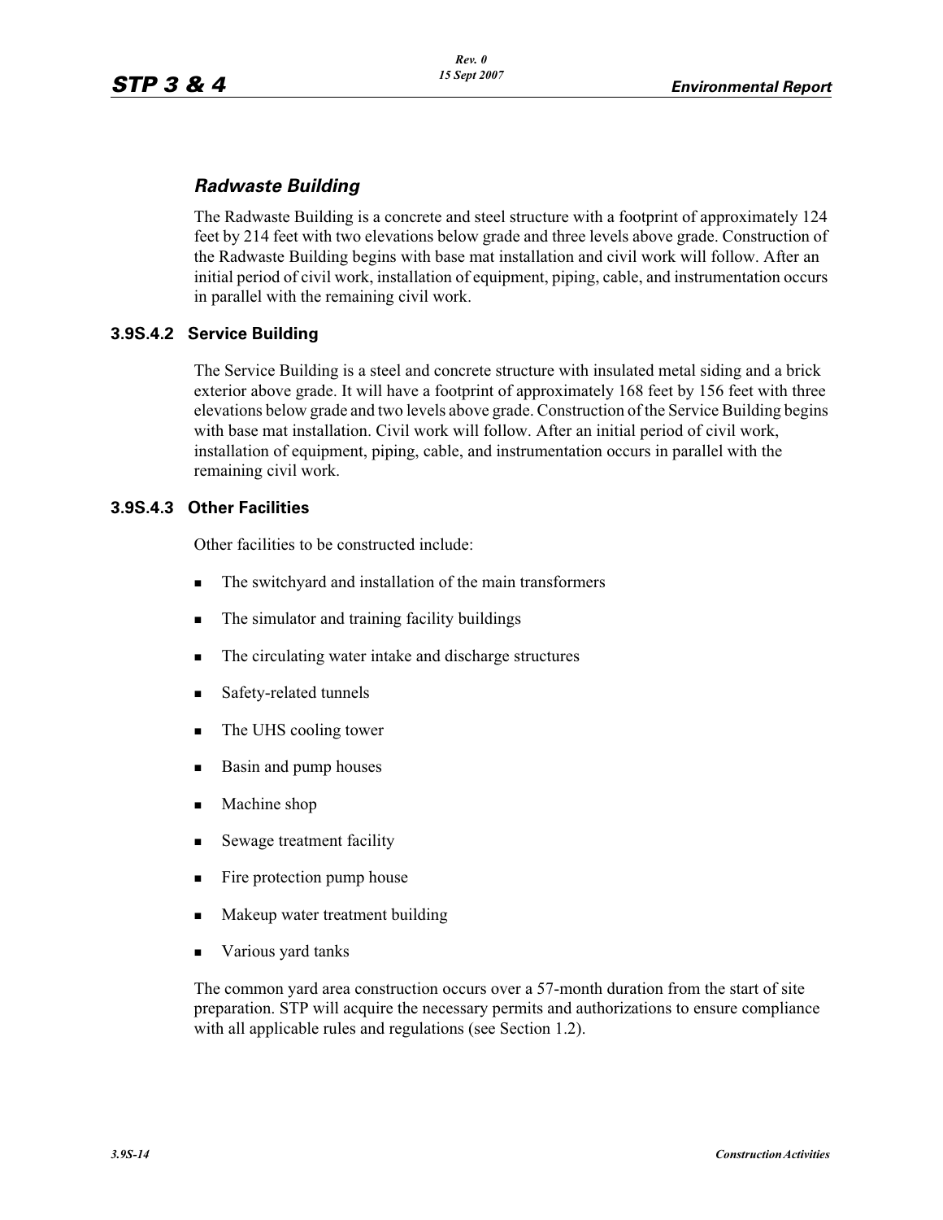#### *Radwaste Building*

The Radwaste Building is a concrete and steel structure with a footprint of approximately 124 feet by 214 feet with two elevations below grade and three levels above grade. Construction of the Radwaste Building begins with base mat installation and civil work will follow. After an initial period of civil work, installation of equipment, piping, cable, and instrumentation occurs in parallel with the remaining civil work.

### 3.9S.4.2 Service Building

The Service Building is a steel and concrete structure with insulated metal siding and a brick exterior above grade. It will have a footprint of approximately 168 feet by 156 feet with three elevations below grade and two levels above grade. Construction of the Service Building begins with base mat installation. Civil work will follow. After an initial period of civil work, installation of equipment, piping, cable, and instrumentation occurs in parallel with the remaining civil work.

### 3.9S.4.3 Other Facilities

Other facilities to be constructed include:

- The switchyard and installation of the main transformers
- The simulator and training facility buildings
- The circulating water intake and discharge structures
- Safety-related tunnels
- The UHS cooling tower
- Basin and pump houses
- Machine shop
- Sewage treatment facility
- Fire protection pump house
- Makeup water treatment building
- Various yard tanks

The common yard area construction occurs over a 57-month duration from the start of site preparation. STP will acquire the necessary permits and authorizations to ensure compliance with all applicable rules and regulations (see Section 1.2).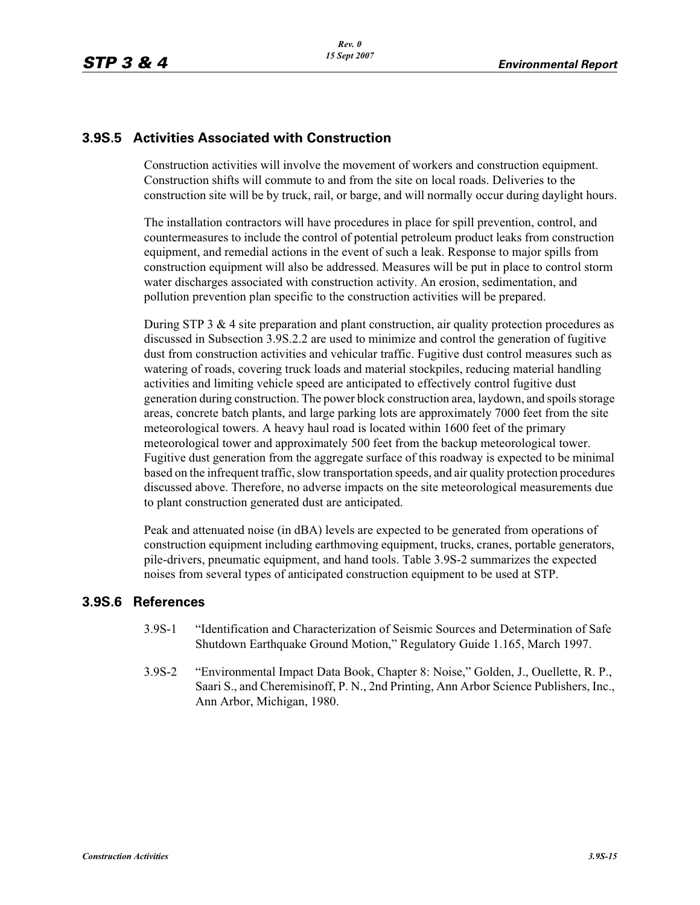## 3.9S.5 Activities Associated with Construction

Construction activities will involve the movement of workers and construction equipment. Construction shifts will commute to and from the site on local roads. Deliveries to the construction site will be by truck, rail, or barge, and will normally occur during daylight hours.

The installation contractors will have procedures in place for spill prevention, control, and countermeasures to include the control of potential petroleum product leaks from construction equipment, and remedial actions in the event of such a leak. Response to major spills from construction equipment will also be addressed. Measures will be put in place to control storm water discharges associated with construction activity. An erosion, sedimentation, and pollution prevention plan specific to the construction activities will be prepared.

During STP 3 & 4 site preparation and plant construction, air quality protection procedures as discussed in Subsection 3.9S.2.2 are used to minimize and control the generation of fugitive dust from construction activities and vehicular traffic. Fugitive dust control measures such as watering of roads, covering truck loads and material stockpiles, reducing material handling activities and limiting vehicle speed are anticipated to effectively control fugitive dust generation during construction. The power block construction area, laydown, and spoils storage areas, concrete batch plants, and large parking lots are approximately 7000 feet from the site meteorological towers. A heavy haul road is located within 1600 feet of the primary meteorological tower and approximately 500 feet from the backup meteorological tower. Fugitive dust generation from the aggregate surface of this roadway is expected to be minimal based on the infrequent traffic, slow transportation speeds, and air quality protection procedures discussed above. Therefore, no adverse impacts on the site meteorological measurements due to plant construction generated dust are anticipated.

Peak and attenuated noise (in dBA) levels are expected to be generated from operations of construction equipment including earthmoving equipment, trucks, cranes, portable generators, pile-drivers, pneumatic equipment, and hand tools. Table 3.9S-2 summarizes the expected noises from several types of anticipated construction equipment to be used at STP.

## 3.9S.6 References

3.9S-1 "Identification and Characterization of Seismic Sources and Determination of Safe Shutdown Earthquake Ground Motion," Regulatory Guide 1.165, March 1997.

3.9S-2 "Environmental Impact Data Book, Chapter 8: Noise," Golden, J., Ouellette, R. P., Saari S., and Cheremisinoff, P. N., 2nd Printing, Ann Arbor Science Publishers, Inc., Ann Arbor, Michigan, 1980.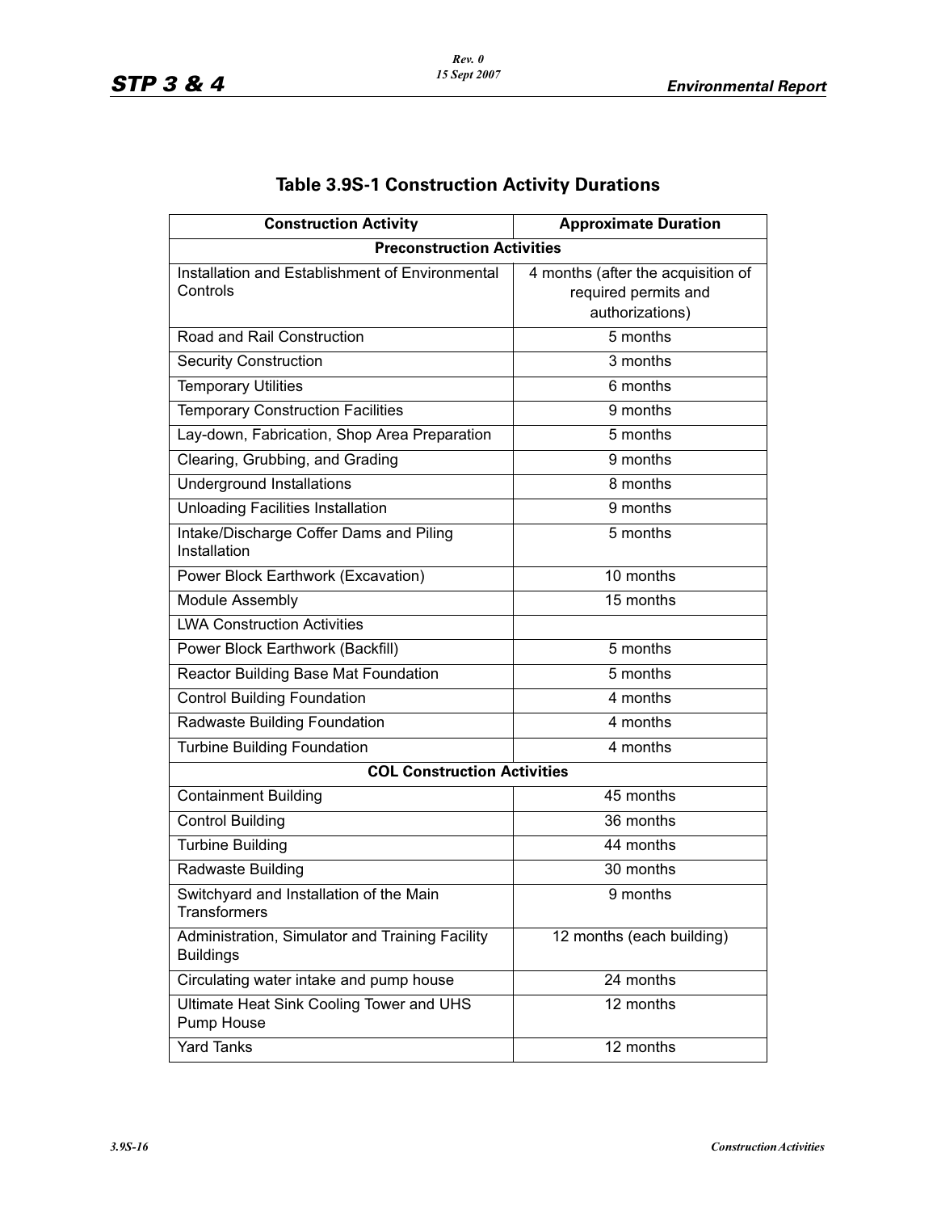# Table 3.9S-1 Construction Activity Durations

| Construction Activity | Approximate Duration |
|---|---|
| **Preconstruction Activities** | |
| Installation and Establishment of Environmental Controls | 4 months (after the acquisition of required permits and authorizations) |
| Road and Rail Construction | 5 months |
| Security Construction | 3 months |
| Temporary Utilities | 6 months |
| Temporary Construction Facilities | 9 months |
| Lay-down, Fabrication, Shop Area Preparation | 5 months |
| Clearing, Grubbing, and Grading | 9 months |
| Underground Installations | 8 months |
| Unloading Facilities Installation | 9 months |
| Intake/Discharge Coffer Dams and Piling Installation | 5 months |
| Power Block Earthwork (Excavation) | 10 months |
| Module Assembly | 15 months |
| LWA Construction Activities | |
| Power Block Earthwork (Backfill) | 5 months |
| Reactor Building Base Mat Foundation | 5 months |
| Control Building Foundation | 4 months |
| Radwaste Building Foundation | 4 months |
| Turbine Building Foundation | 4 months |
| **COL Construction Activities** | |
| Containment Building | 45 months |
| Control Building | 36 months |
| Turbine Building | 44 months |
| Radwaste Building | 30 months |
| Switchyard and Installation of the Main Transformers | 9 months |
| Administration, Simulator and Training Facility Buildings | 12 months (each building) |
| Circulating water intake and pump house | 24 months |
| Ultimate Heat Sink Cooling Tower and UHS Pump House | 12 months |
| Yard Tanks | 12 months |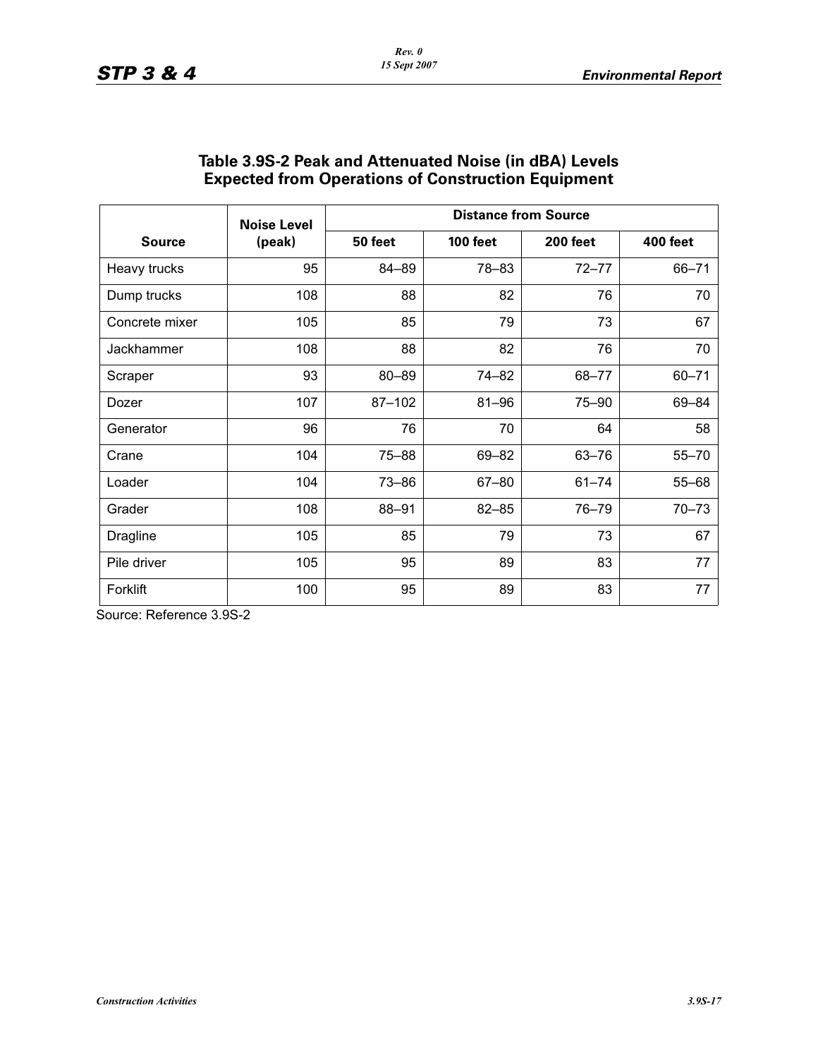## Table 3.9S-2 Peak and Attenuated Noise (in dBA) Levels Expected from Operations of Construction Equipment

| Source | Noise Level (peak) | Distance from Source | | | |
|---|---|---|---|---|---|
| | | 50 feet | 100 feet | 200 feet | 400 feet |
| Heavy trucks | 95 | 84–89 | 78–83 | 72–77 | 66–71 |
| Dump trucks | 108 | 88 | 82 | 76 | 70 |
| Concrete mixer | 105 | 85 | 79 | 73 | 67 |
| Jackhammer | 108 | 88 | 82 | 76 | 70 |
| Scraper | 93 | 80–89 | 74–82 | 68–77 | 60–71 |
| Dozer | 107 | 87–102 | 81–96 | 75–90 | 69–84 |
| Generator | 96 | 76 | 70 | 64 | 58 |
| Crane | 104 | 75–88 | 69–82 | 63–76 | 55–70 |
| Loader | 104 | 73–86 | 67–80 | 61–74 | 55–68 |
| Grader | 108 | 88–91 | 82–85 | 76–79 | 70–73 |
| Dragline | 105 | 85 | 79 | 73 | 67 |
| Pile driver | 105 | 95 | 89 | 83 | 77 |
| Forklift | 100 | 95 | 89 | 83 | 77 |

Source: Reference 3.9S-2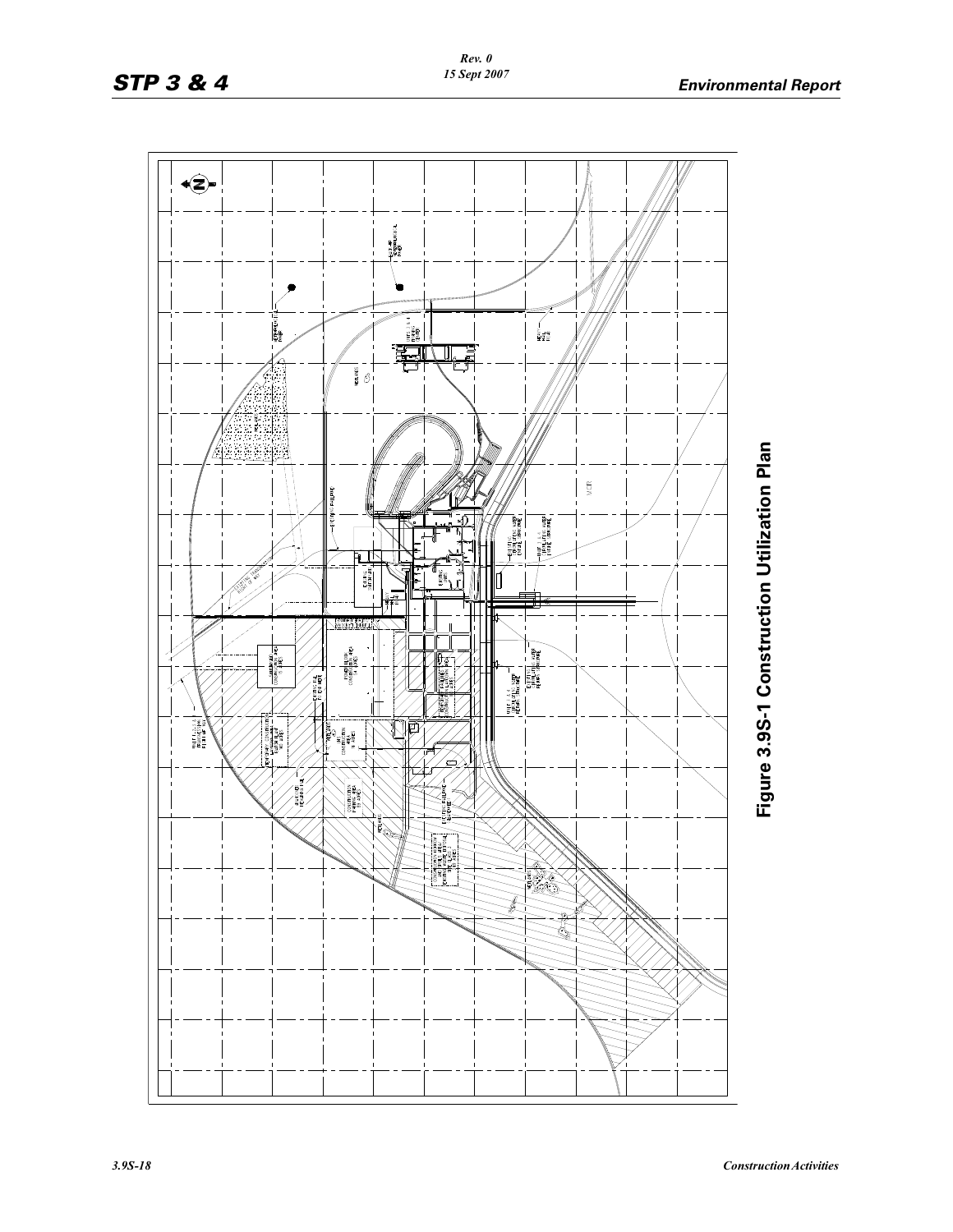Figure 3.9S-1 Construction Utilization Plan